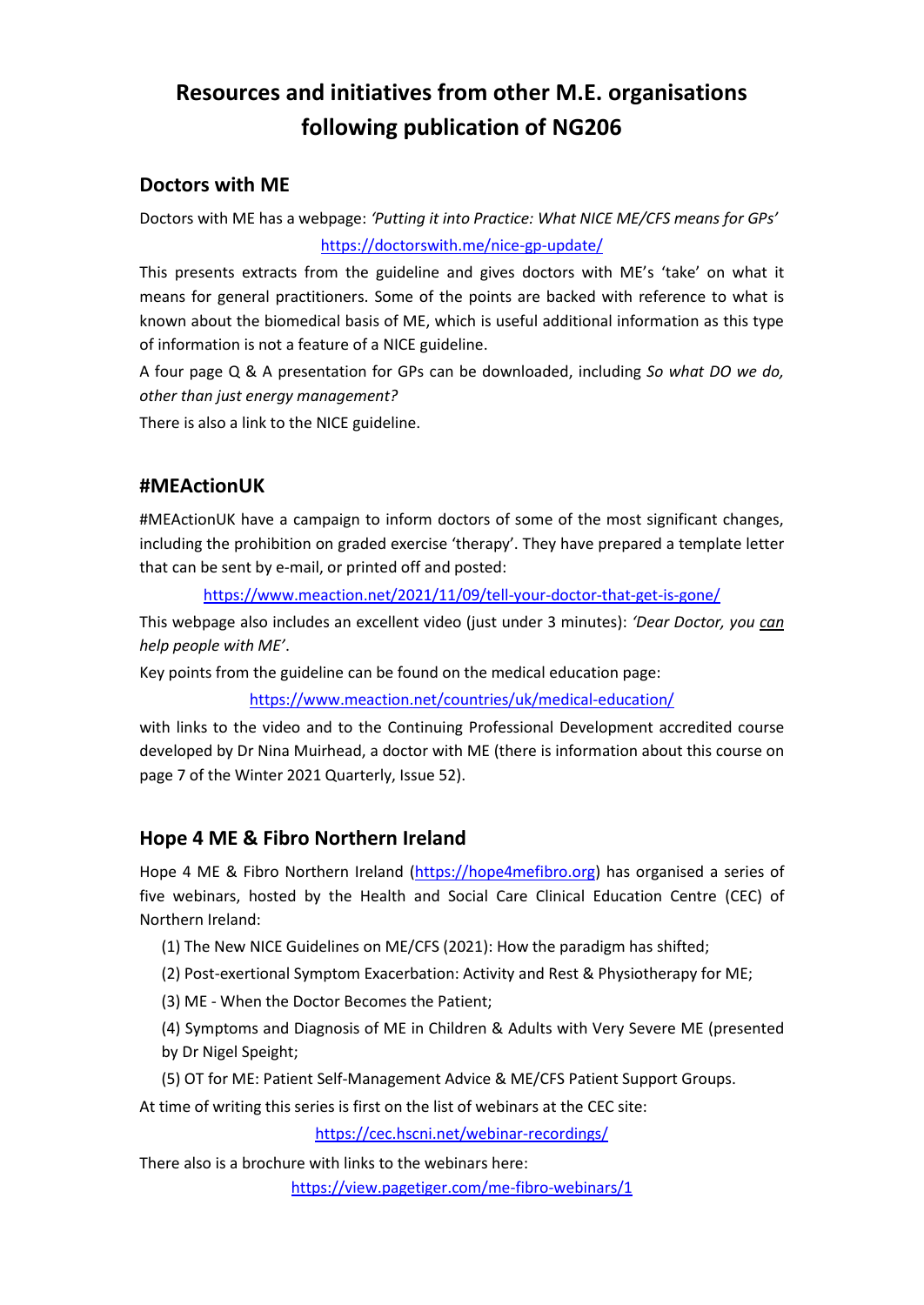# Resources and initiatives from other M.E. organisations following publication of NG206

## Doctors with ME

Doctors with ME has a webpage: *'Putting it into Practice: What NICE ME/CFS means for GPs'*

https://doctorswith.me/nice-gp-update/

This presents extracts from the guideline and gives doctors with ME's 'take' on what it means for general practitioners. Some of the points are backed with reference to what is known about the biomedical basis of ME, which is useful additional information as this type of information is not a feature of a NICE guideline.

A four page Q & A presentation for GPs can be downloaded, including *So what DO we do, other than just energy management?*

There is also a link to the NICE guideline.

## #MEActionUK

#MEActionUK have a campaign to inform doctors of some of the most significant changes, including the prohibition on graded exercise 'therapy'. They have prepared a template letter that can be sent by e-mail, or printed off and posted:

https://www.meaction.net/2021/11/09/tell-your-doctor-that-get-is-gone/

This webpage also includes an excellent video (just under 3 minutes): *'Dear Doctor, you can help people with ME'*.

Key points from the guideline can be found on the medical education page:

https://www.meaction.net/countries/uk/medical-education/

with links to the video and to the Continuing Professional Development accredited course developed by Dr Nina Muirhead, a doctor with ME (there is information about this course on page 7 of the Winter 2021 Quarterly, Issue 52).

## Hope 4 ME & Fibro Northern Ireland

Hope 4 ME & Fibro Northern Ireland (https://hope4mefibro.org) has organised a series of five webinars, hosted by the Health and Social Care Clinical Education Centre (CEC) of Northern Ireland:

(1) The New NICE Guidelines on ME/CFS (2021): How the paradigm has shifted;

(2) Post-exertional Symptom Exacerbation: Activity and Rest & Physiotherapy for ME;

(3) ME - When the Doctor Becomes the Patient;

(4) Symptoms and Diagnosis of ME in Children & Adults with Very Severe ME (presented by Dr Nigel Speight;

(5) OT for ME: Patient Self-Management Advice & ME/CFS Patient Support Groups.

At time of writing this series is first on the list of webinars at the CEC site:

https://cec.hscni.net/webinar-recordings/

There also is a brochure with links to the webinars here:

https://view.pagetiger.com/me-fibro-webinars/1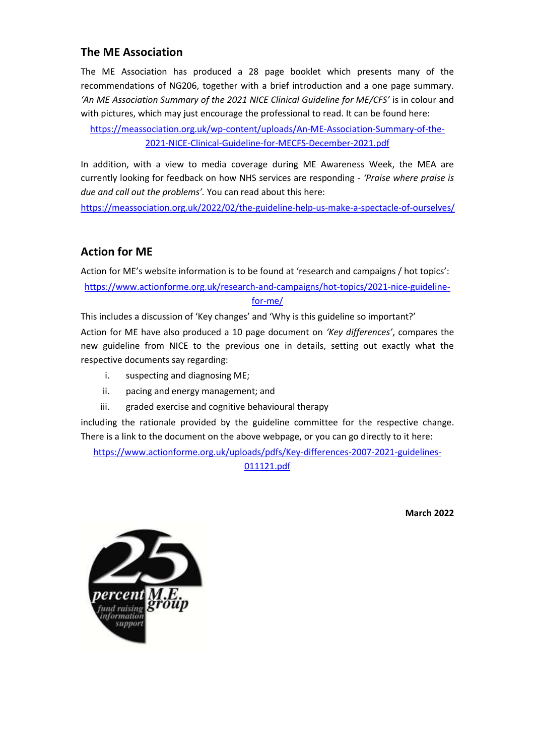## The ME Association

The ME Association has produced a 28 page booklet which presents many of the recommendations of NG206, together with a brief introduction and a one page summary. *'An ME Association Summary of the 2021 NICE Clinical Guideline for ME/CFS'* is in colour and with pictures, which may just encourage the professional to read. It can be found here:

https://meassociation.org.uk/wp-content/uploads/An-ME-Association-Summary-of-the-2021-NICE-Clinical-Guideline-for-MECFS-December-2021.pdf

In addition, with a view to media coverage during ME Awareness Week, the MEA are currently looking for feedback on how NHS services are responding - *'Praise where praise is due and call out the problems'*. You can read about this here:

https://meassociation.org.uk/2022/02/the-guideline-help-us-make-a-spectacle-of-ourselves/

## Action for ME

Action for ME's website information is to be found at 'research and campaigns / hot topics':

https://www.actionforme.org.uk/research-and-campaigns/hot-topics/2021-nice-guideline-for-me/

This includes a discussion of 'Key changes' and 'Why is this guideline so important?'

Action for ME have also produced a 10 page document on *'Key differences'*, compares the new guideline from NICE to the previous one in details, setting out exactly what the respective documents say regarding:

i. suspecting and diagnosing ME;
ii. pacing and energy management; and
iii. graded exercise and cognitive behavioural therapy

including the rationale provided by the guideline committee for the respective change. There is a link to the document on the above webpage, or you can go directly to it here:

https://www.actionforme.org.uk/uploads/pdfs/Key-differences-2007-2021-guidelines-011121.pdf

**March 2022**

25 percent M.E. group
fund raising information support